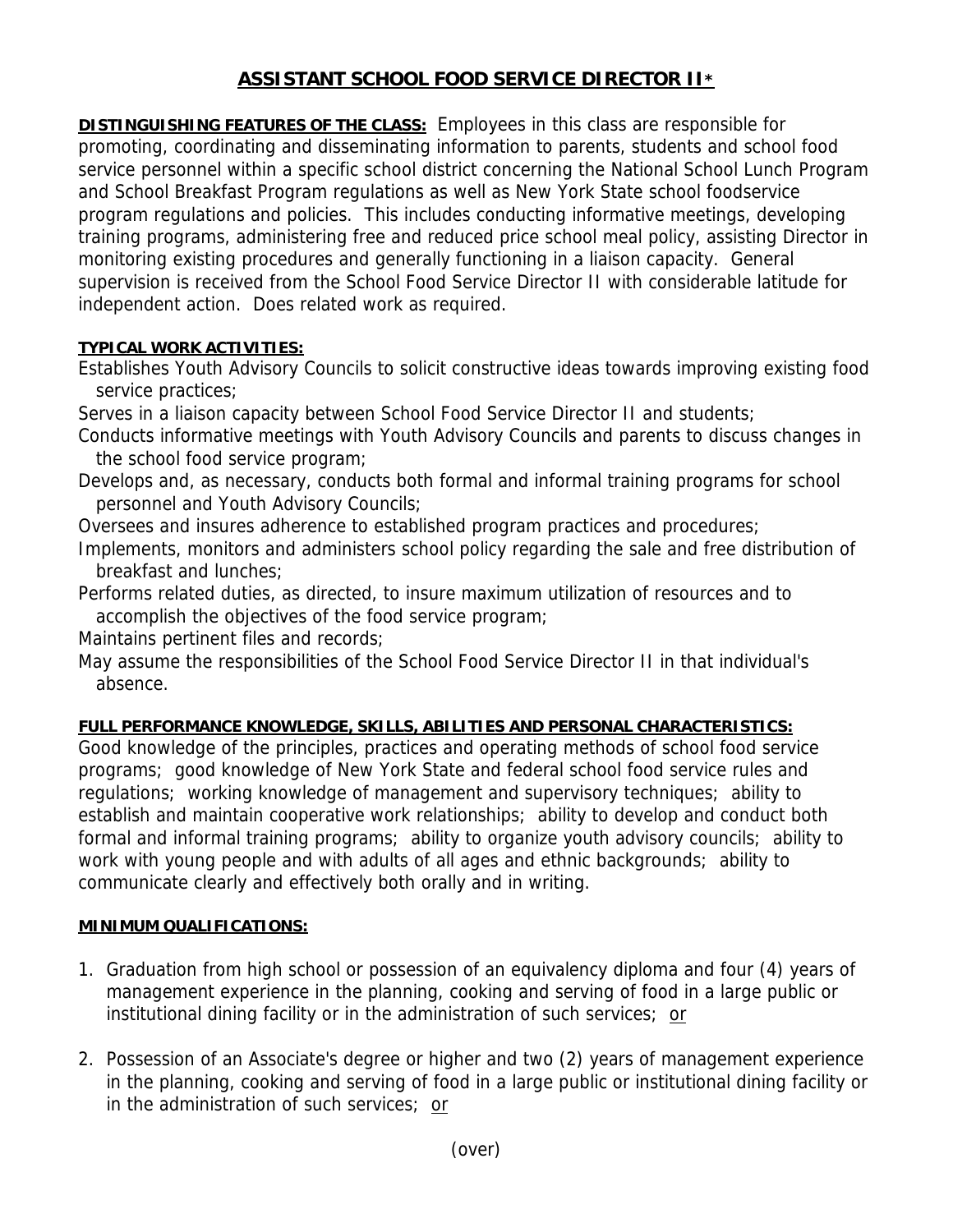# ASSISTANT SCHOOL FOOD SERVICE DIRECTOR II*

**DISTINGUISHING FEATURES OF THE CLASS:** Employees in this class are responsible for promoting, coordinating and disseminating information to parents, students and school food service personnel within a specific school district concerning the National School Lunch Program and School Breakfast Program regulations as well as New York State school foodservice program regulations and policies. This includes conducting informative meetings, developing training programs, administering free and reduced price school meal policy, assisting Director in monitoring existing procedures and generally functioning in a liaison capacity. General supervision is received from the School Food Service Director II with considerable latitude for independent action. Does related work as required.

**TYPICAL WORK ACTIVITIES:**

Establishes Youth Advisory Councils to solicit constructive ideas towards improving existing food service practices;

Serves in a liaison capacity between School Food Service Director II and students;

Conducts informative meetings with Youth Advisory Councils and parents to discuss changes in the school food service program;

Develops and, as necessary, conducts both formal and informal training programs for school personnel and Youth Advisory Councils;

Oversees and insures adherence to established program practices and procedures;

Implements, monitors and administers school policy regarding the sale and free distribution of breakfast and lunches;

Performs related duties, as directed, to insure maximum utilization of resources and to accomplish the objectives of the food service program;

Maintains pertinent files and records;

May assume the responsibilities of the School Food Service Director II in that individual's absence.

**FULL PERFORMANCE KNOWLEDGE, SKILLS, ABILITIES AND PERSONAL CHARACTERISTICS:**

Good knowledge of the principles, practices and operating methods of school food service programs; good knowledge of New York State and federal school food service rules and regulations; working knowledge of management and supervisory techniques; ability to establish and maintain cooperative work relationships; ability to develop and conduct both formal and informal training programs; ability to organize youth advisory councils; ability to work with young people and with adults of all ages and ethnic backgrounds; ability to communicate clearly and effectively both orally and in writing.

**MINIMUM QUALIFICATIONS:**

1. Graduation from high school or possession of an equivalency diploma and four (4) years of management experience in the planning, cooking and serving of food in a large public or institutional dining facility or in the administration of such services; or

2. Possession of an Associate's degree or higher and two (2) years of management experience in the planning, cooking and serving of food in a large public or institutional dining facility or in the administration of such services; or

(over)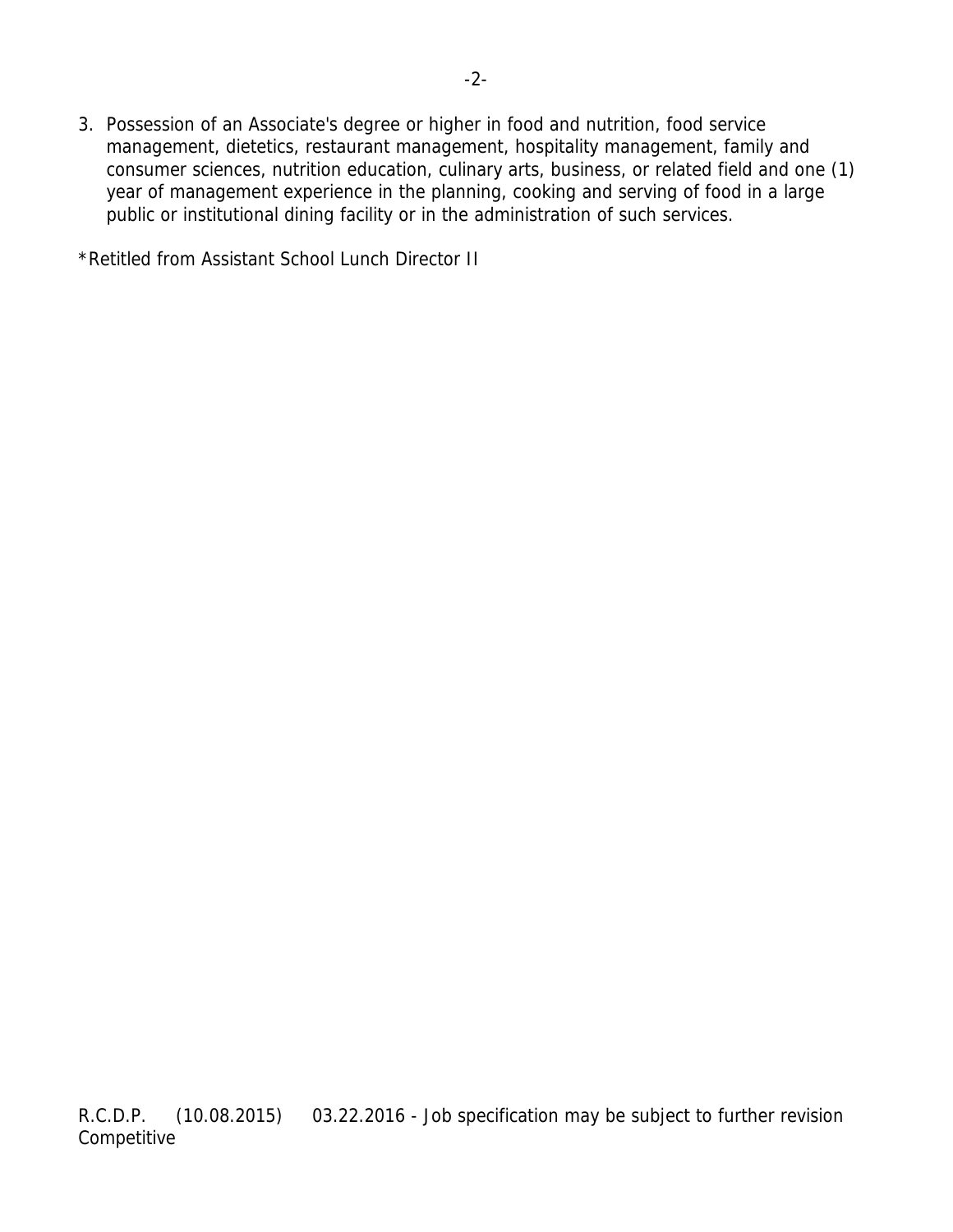3. Possession of an Associate's degree or higher in food and nutrition, food service management, dietetics, restaurant management, hospitality management, family and consumer sciences, nutrition education, culinary arts, business, or related field and one (1) year of management experience in the planning, cooking and serving of food in a large public or institutional dining facility or in the administration of such services.

*Retitled from Assistant School Lunch Director II

R.C.D.P. (10.08.2015) 03.22.2016 - Job specification may be subject to further revision
Competitive